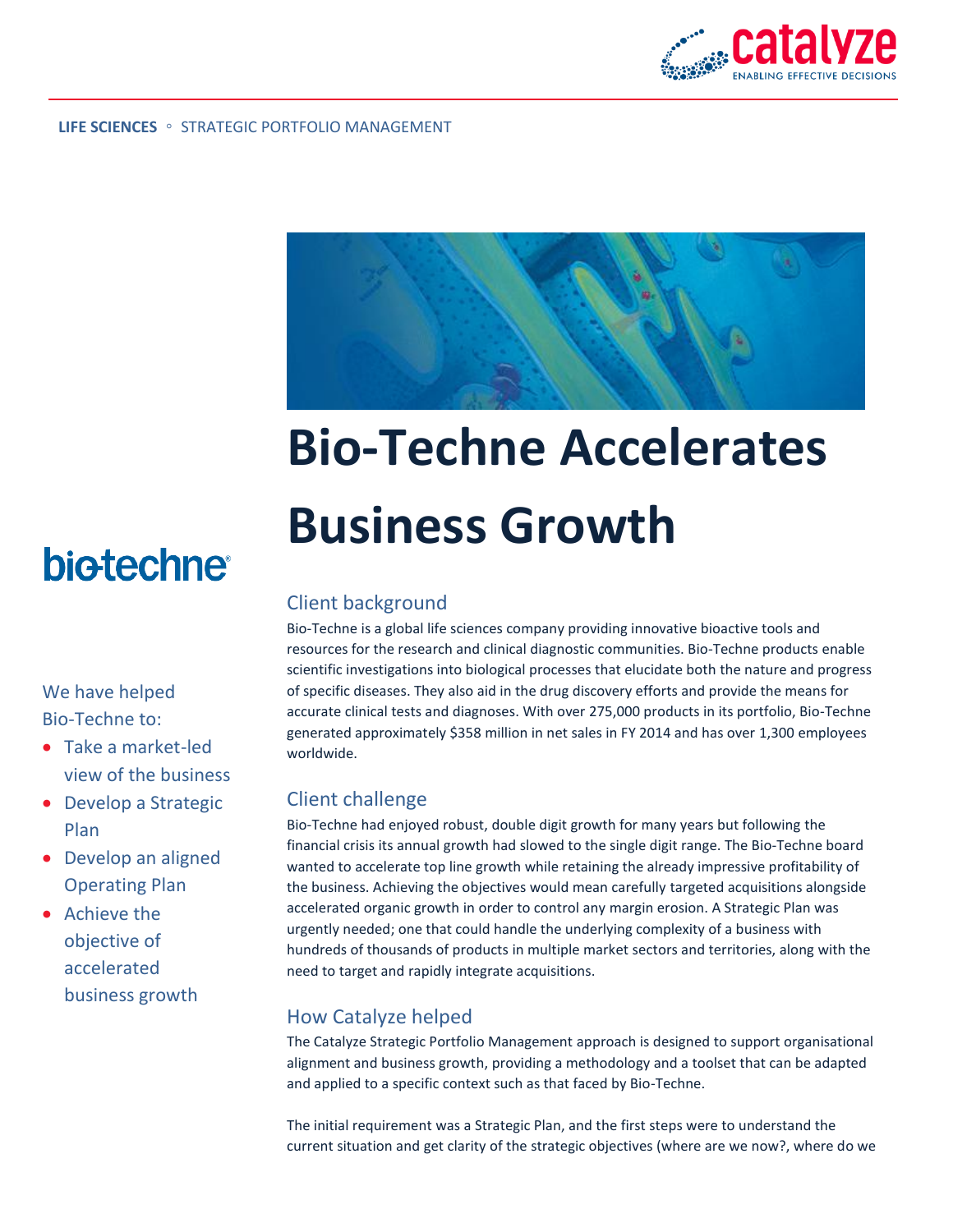LIFE SCIENCES ◦ STRATEGIC PORTFOLIO MANAGEMENT

# Bio-Techne Accelerates Business Growth

bio-techne

We have helped Bio-Techne to:

- Take a market-led view of the business
- Develop a Strategic Plan
- Develop an aligned Operating Plan
- Achieve the objective of accelerated business growth

## Client background

Bio-Techne is a global life sciences company providing innovative bioactive tools and resources for the research and clinical diagnostic communities. Bio-Techne products enable scientific investigations into biological processes that elucidate both the nature and progress of specific diseases. They also aid in the drug discovery efforts and provide the means for accurate clinical tests and diagnoses. With over 275,000 products in its portfolio, Bio-Techne generated approximately $358 million in net sales in FY 2014 and has over 1,300 employees worldwide.

## Client challenge

Bio-Techne had enjoyed robust, double digit growth for many years but following the financial crisis its annual growth had slowed to the single digit range. The Bio-Techne board wanted to accelerate top line growth while retaining the already impressive profitability of the business. Achieving the objectives would mean carefully targeted acquisitions alongside accelerated organic growth in order to control any margin erosion. A Strategic Plan was urgently needed; one that could handle the underlying complexity of a business with hundreds of thousands of products in multiple market sectors and territories, along with the need to target and rapidly integrate acquisitions.

## How Catalyze helped

The Catalyze Strategic Portfolio Management approach is designed to support organisational alignment and business growth, providing a methodology and a toolset that can be adapted and applied to a specific context such as that faced by Bio-Techne.

The initial requirement was a Strategic Plan, and the first steps were to understand the current situation and get clarity of the strategic objectives (where are we now?, where do we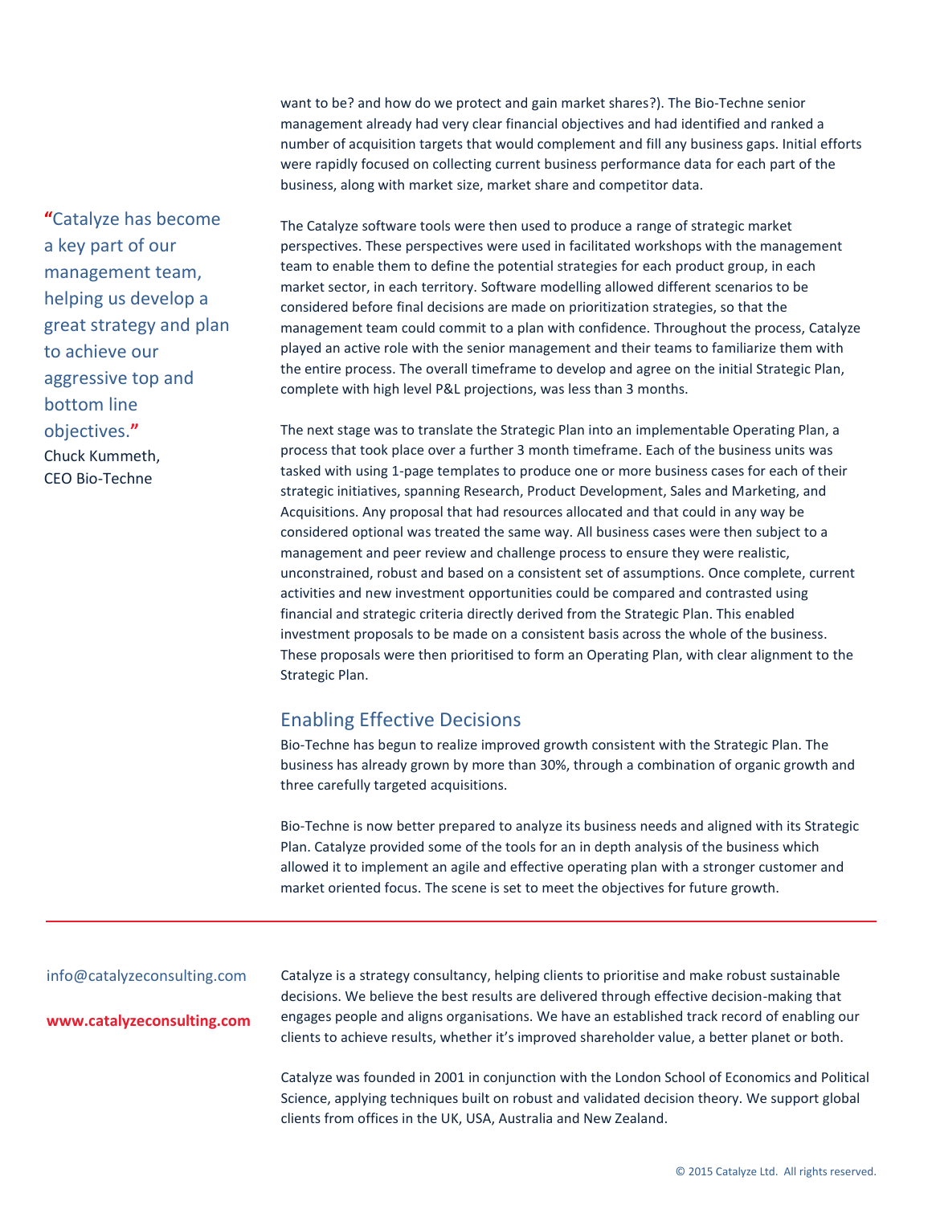want to be? and how do we protect and gain market shares?). The Bio-Techne senior management already had very clear financial objectives and had identified and ranked a number of acquisition targets that would complement and fill any business gaps. Initial efforts were rapidly focused on collecting current business performance data for each part of the business, along with market size, market share and competitor data.

> **"**Catalyze has become a key part of our management team, helping us develop a great strategy and plan to achieve our aggressive top and bottom line objectives.**"**
>
> Chuck Kummeth,
> CEO Bio-Techne

The Catalyze software tools were then used to produce a range of strategic market perspectives. These perspectives were used in facilitated workshops with the management team to enable them to define the potential strategies for each product group, in each market sector, in each territory. Software modelling allowed different scenarios to be considered before final decisions are made on prioritization strategies, so that the management team could commit to a plan with confidence. Throughout the process, Catalyze played an active role with the senior management and their teams to familiarize them with the entire process. The overall timeframe to develop and agree on the initial Strategic Plan, complete with high level P&L projections, was less than 3 months.

The next stage was to translate the Strategic Plan into an implementable Operating Plan, a process that took place over a further 3 month timeframe. Each of the business units was tasked with using 1-page templates to produce one or more business cases for each of their strategic initiatives, spanning Research, Product Development, Sales and Marketing, and Acquisitions. Any proposal that had resources allocated and that could in any way be considered optional was treated the same way. All business cases were then subject to a management and peer review and challenge process to ensure they were realistic, unconstrained, robust and based on a consistent set of assumptions. Once complete, current activities and new investment opportunities could be compared and contrasted using financial and strategic criteria directly derived from the Strategic Plan. This enabled investment proposals to be made on a consistent basis across the whole of the business. These proposals were then prioritised to form an Operating Plan, with clear alignment to the Strategic Plan.

## Enabling Effective Decisions

Bio-Techne has begun to realize improved growth consistent with the Strategic Plan. The business has already grown by more than 30%, through a combination of organic growth and three carefully targeted acquisitions.

Bio-Techne is now better prepared to analyze its business needs and aligned with its Strategic Plan. Catalyze provided some of the tools for an in depth analysis of the business which allowed it to implement an agile and effective operating plan with a stronger customer and market oriented focus. The scene is set to meet the objectives for future growth.

---

info@catalyzeconsulting.com

**www.catalyzeconsulting.com**

Catalyze is a strategy consultancy, helping clients to prioritise and make robust sustainable decisions. We believe the best results are delivered through effective decision-making that engages people and aligns organisations. We have an established track record of enabling our clients to achieve results, whether it's improved shareholder value, a better planet or both.

Catalyze was founded in 2001 in conjunction with the London School of Economics and Political Science, applying techniques built on robust and validated decision theory. We support global clients from offices in the UK, USA, Australia and New Zealand.

© 2015 Catalyze Ltd. All rights reserved.